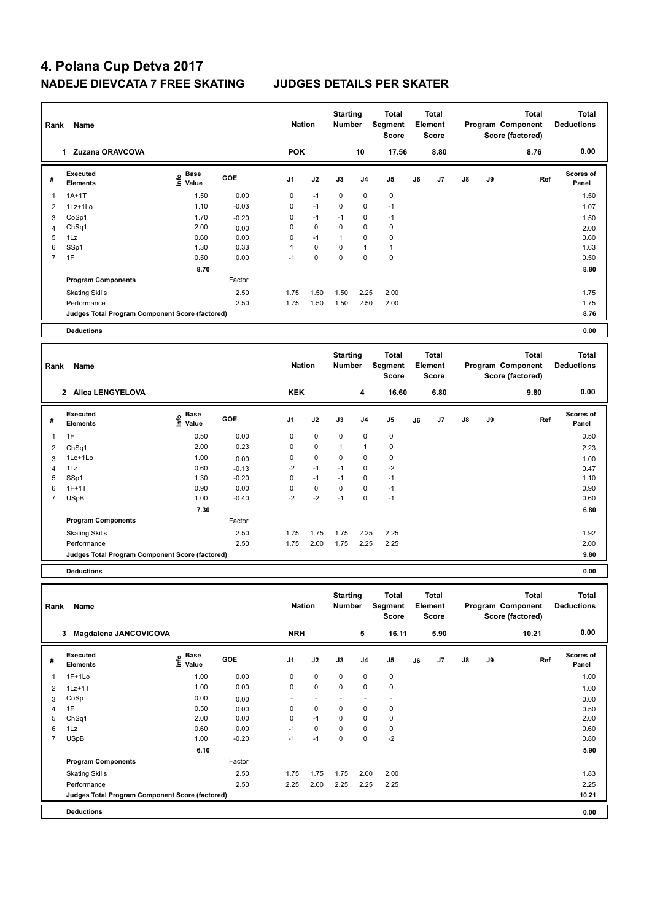# 4. Polana Cup Detva 2017

## NADEJE DIEVCATA 7 FREE SKATING　　　JUDGES DETAILS PER SKATER

| Rank | Name | Nation | Starting Number | Total Segment Score | Total Element Score | Total Program Component Score (factored) | Total Deductions |
|---|---|---|---|---|---|---|---|
| 1 | Zuzana ORAVCOVA | POK | 10 | 17.56 | 8.80 | 8.76 | 0.00 |

| # | Executed Elements | Info | Base Value | GOE | J1 | J2 | J3 | J4 | J5 | J6 | J7 | J8 | J9 | Ref | Scores of Panel |
|---|---|---|---|---|---|---|---|---|---|---|---|---|---|---|---|
| 1 | 1A+1T | | 1.50 | 0.00 | 0 | -1 | 0 | 0 | 0 | | | | | | 1.50 |
| 2 | 1Lz+1Lo | | 1.10 | -0.03 | 0 | -1 | 0 | 0 | -1 | | | | | | 1.07 |
| 3 | CoSp1 | | 1.70 | -0.20 | 0 | -1 | -1 | 0 | -1 | | | | | | 1.50 |
| 4 | ChSq1 | | 2.00 | 0.00 | 0 | 0 | 0 | 0 | 0 | | | | | | 2.00 |
| 5 | 1Lz | | 0.60 | 0.00 | 0 | -1 | 1 | 0 | 0 | | | | | | 0.60 |
| 6 | SSp1 | | 1.30 | 0.33 | 1 | 0 | 0 | 1 | 1 | | | | | | 1.63 |
| 7 | 1F | | 0.50 | 0.00 | -1 | 0 | 0 | 0 | 0 | | | | | | 0.50 |
| | | | 8.70 | | | | | | | | | | | | 8.80 |
| | **Program Components** | | | Factor | | | | | | | | | | | |
| | Skating Skills | | | 2.50 | 1.75 | 1.50 | 1.50 | 2.25 | 2.00 | | | | | | 1.75 |
| | Performance | | | 2.50 | 1.75 | 1.50 | 1.50 | 2.50 | 2.00 | | | | | | 1.75 |
| | Judges Total Program Component Score (factored) | | | | | | | | | | | | | | 8.76 |
| | **Deductions** | | | | | | | | | | | | | | 0.00 |

| Rank | Name | Nation | Starting Number | Total Segment Score | Total Element Score | Total Program Component Score (factored) | Total Deductions |
|---|---|---|---|---|---|---|---|
| 2 | Alica LENGYELOVA | KEK | 4 | 16.60 | 6.80 | 9.80 | 0.00 |

| # | Executed Elements | Info | Base Value | GOE | J1 | J2 | J3 | J4 | J5 | J6 | J7 | J8 | J9 | Ref | Scores of Panel |
|---|---|---|---|---|---|---|---|---|---|---|---|---|---|---|---|
| 1 | 1F | | 0.50 | 0.00 | 0 | 0 | 0 | 0 | 0 | | | | | | 0.50 |
| 2 | ChSq1 | | 2.00 | 0.23 | 0 | 0 | 1 | 1 | 0 | | | | | | 2.23 |
| 3 | 1Lo+1Lo | | 1.00 | 0.00 | 0 | 0 | 0 | 0 | 0 | | | | | | 1.00 |
| 4 | 1Lz | | 0.60 | -0.13 | -2 | -1 | -1 | 0 | -2 | | | | | | 0.47 |
| 5 | SSp1 | | 1.30 | -0.20 | 0 | -1 | -1 | 0 | -1 | | | | | | 1.10 |
| 6 | 1F+1T | | 0.90 | 0.00 | 0 | 0 | 0 | 0 | -1 | | | | | | 0.90 |
| 7 | USpB | | 1.00 | -0.40 | -2 | -2 | -1 | 0 | -1 | | | | | | 0.60 |
| | | | 7.30 | | | | | | | | | | | | 6.80 |
| | **Program Components** | | | Factor | | | | | | | | | | | |
| | Skating Skills | | | 2.50 | 1.75 | 1.75 | 1.75 | 2.25 | 2.25 | | | | | | 1.92 |
| | Performance | | | 2.50 | 1.75 | 2.00 | 1.75 | 2.25 | 2.25 | | | | | | 2.00 |
| | Judges Total Program Component Score (factored) | | | | | | | | | | | | | | 9.80 |
| | **Deductions** | | | | | | | | | | | | | | 0.00 |

| Rank | Name | Nation | Starting Number | Total Segment Score | Total Element Score | Total Program Component Score (factored) | Total Deductions |
|---|---|---|---|---|---|---|---|
| 3 | Magdalena JANCOVICOVA | NRH | 5 | 16.11 | 5.90 | 10.21 | 0.00 |

| # | Executed Elements | Info | Base Value | GOE | J1 | J2 | J3 | J4 | J5 | J6 | J7 | J8 | J9 | Ref | Scores of Panel |
|---|---|---|---|---|---|---|---|---|---|---|---|---|---|---|---|
| 1 | 1F+1Lo | | 1.00 | 0.00 | 0 | 0 | 0 | 0 | 0 | | | | | | 1.00 |
| 2 | 1Lz+1T | | 1.00 | 0.00 | 0 | 0 | 0 | 0 | 0 | | | | | | 1.00 |
| 3 | CoSp | | 0.00 | 0.00 | - | - | - | - | - | | | | | | 0.00 |
| 4 | 1F | | 0.50 | 0.00 | 0 | 0 | 0 | 0 | 0 | | | | | | 0.50 |
| 5 | ChSq1 | | 2.00 | 0.00 | 0 | -1 | 0 | 0 | 0 | | | | | | 2.00 |
| 6 | 1Lz | | 0.60 | 0.00 | -1 | 0 | 0 | 0 | 0 | | | | | | 0.60 |
| 7 | USpB | | 1.00 | -0.20 | -1 | -1 | 0 | 0 | -2 | | | | | | 0.80 |
| | | | 6.10 | | | | | | | | | | | | 5.90 |
| | **Program Components** | | | Factor | | | | | | | | | | | |
| | Skating Skills | | | 2.50 | 1.75 | 1.75 | 1.75 | 2.00 | 2.00 | | | | | | 1.83 |
| | Performance | | | 2.50 | 2.25 | 2.00 | 2.25 | 2.25 | 2.25 | | | | | | 2.25 |
| | Judges Total Program Component Score (factored) | | | | | | | | | | | | | | 10.21 |
| | **Deductions** | | | | | | | | | | | | | | 0.00 |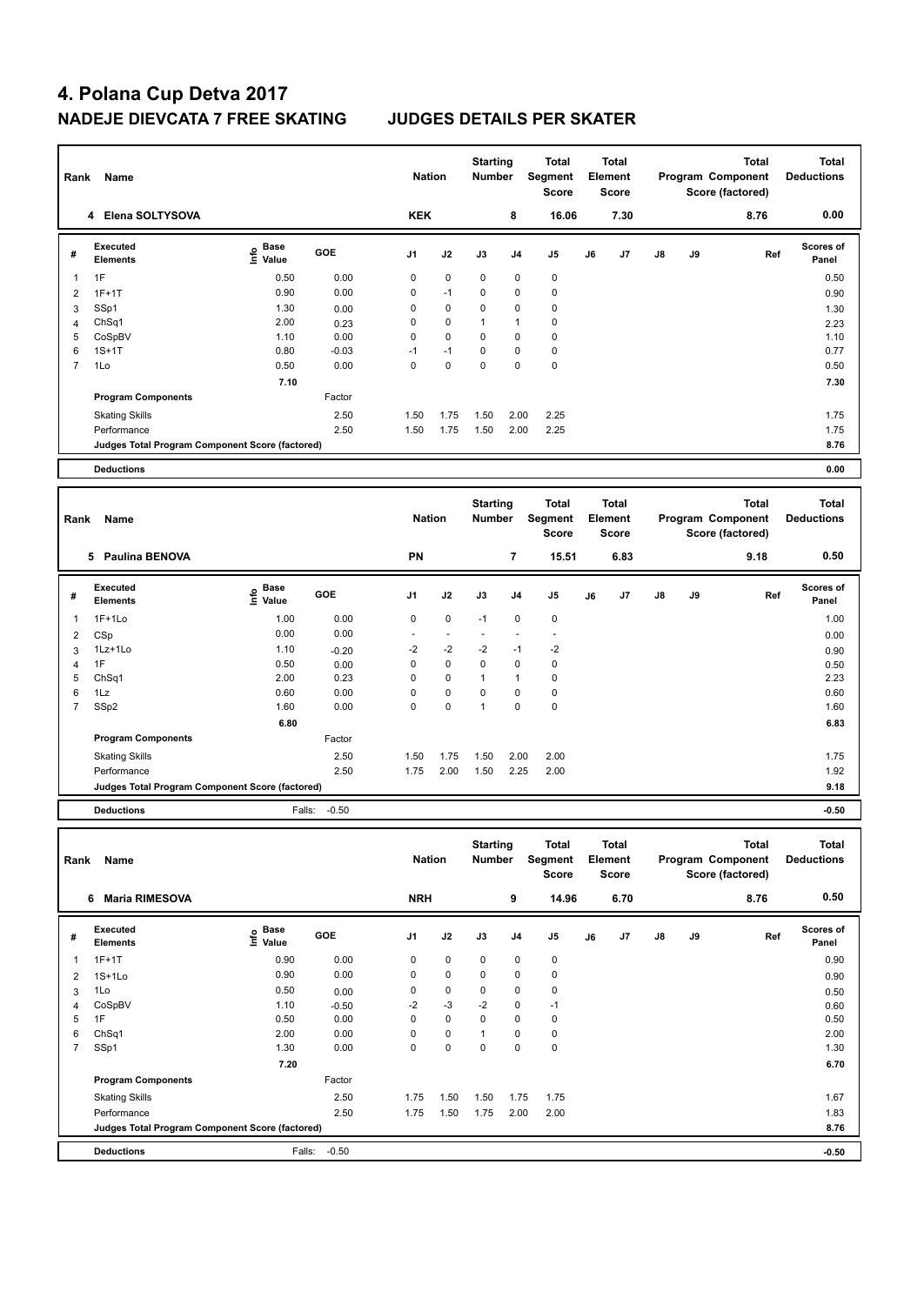# 4. Polana Cup Detva 2017

## NADEJE DIEVCATA 7 FREE SKATING JUDGES DETAILS PER SKATER

| Rank | Name | Nation | Starting Number | Total Segment Score | Total Element Score | Total Program Component Score (factored) | Total Deductions |
|---|---|---|---|---|---|---|---|
| 4 | Elena SOLTYSOVA | KEK | 8 | 16.06 | 7.30 | 8.76 | 0.00 |

| # | Executed Elements | Info | Base Value | GOE | J1 | J2 | J3 | J4 | J5 | J6 | J7 | J8 | J9 | Ref | Scores of Panel |
|---|---|---|---|---|---|---|---|---|---|---|---|---|---|---|---|
| 1 | 1F | | 0.50 | 0.00 | 0 | 0 | 0 | 0 | 0 | | | | | | 0.50 |
| 2 | 1F+1T | | 0.90 | 0.00 | 0 | -1 | 0 | 0 | 0 | | | | | | 0.90 |
| 3 | SSp1 | | 1.30 | 0.00 | 0 | 0 | 0 | 0 | 0 | | | | | | 1.30 |
| 4 | ChSq1 | | 2.00 | 0.23 | 0 | 0 | 1 | 1 | 0 | | | | | | 2.23 |
| 5 | CoSpBV | | 1.10 | 0.00 | 0 | 0 | 0 | 0 | 0 | | | | | | 1.10 |
| 6 | 1S+1T | | 0.80 | -0.03 | -1 | -1 | 0 | 0 | 0 | | | | | | 0.77 |
| 7 | 1Lo | | 0.50 | 0.00 | 0 | 0 | 0 | 0 | 0 | | | | | | 0.50 |
| | | | 7.10 | | | | | | | | | | | | 7.30 |
| | Program Components | | | Factor | | | | | | | | | | | |
| | Skating Skills | | | 2.50 | 1.50 | 1.75 | 1.50 | 2.00 | 2.25 | | | | | | 1.75 |
| | Performance | | | 2.50 | 1.50 | 1.75 | 1.50 | 2.00 | 2.25 | | | | | | 1.75 |
| | Judges Total Program Component Score (factored) | | | | | | | | | | | | | | 8.76 |
| | Deductions | | | | | | | | | | | | | | 0.00 |

| Rank | Name | Nation | Starting Number | Total Segment Score | Total Element Score | Total Program Component Score (factored) | Total Deductions |
|---|---|---|---|---|---|---|---|
| 5 | Paulina BENOVA | PN | 7 | 15.51 | 6.83 | 9.18 | 0.50 |

| # | Executed Elements | Info | Base Value | GOE | J1 | J2 | J3 | J4 | J5 | J6 | J7 | J8 | J9 | Ref | Scores of Panel |
|---|---|---|---|---|---|---|---|---|---|---|---|---|---|---|---|
| 1 | 1F+1Lo | | 1.00 | 0.00 | 0 | 0 | -1 | 0 | 0 | | | | | | 1.00 |
| 2 | CSp | | 0.00 | 0.00 | - | - | - | - | - | | | | | | 0.00 |
| 3 | 1Lz+1Lo | | 1.10 | -0.20 | -2 | -2 | -2 | -1 | -2 | | | | | | 0.90 |
| 4 | 1F | | 0.50 | 0.00 | 0 | 0 | 0 | 0 | 0 | | | | | | 0.50 |
| 5 | ChSq1 | | 2.00 | 0.23 | 0 | 0 | 1 | 1 | 0 | | | | | | 2.23 |
| 6 | 1Lz | | 0.60 | 0.00 | 0 | 0 | 0 | 0 | 0 | | | | | | 0.60 |
| 7 | SSp2 | | 1.60 | 0.00 | 0 | 0 | 1 | 0 | 0 | | | | | | 1.60 |
| | | | 6.80 | | | | | | | | | | | | 6.83 |
| | Program Components | | | Factor | | | | | | | | | | | |
| | Skating Skills | | | 2.50 | 1.50 | 1.75 | 1.50 | 2.00 | 2.00 | | | | | | 1.75 |
| | Performance | | | 2.50 | 1.75 | 2.00 | 1.50 | 2.25 | 2.00 | | | | | | 1.92 |
| | Judges Total Program Component Score (factored) | | | | | | | | | | | | | | 9.18 |
| | Deductions | | Falls: | -0.50 | | | | | | | | | | | -0.50 |

| Rank | Name | Nation | Starting Number | Total Segment Score | Total Element Score | Total Program Component Score (factored) | Total Deductions |
|---|---|---|---|---|---|---|---|
| 6 | Maria RIMESOVA | NRH | 9 | 14.96 | 6.70 | 8.76 | 0.50 |

| # | Executed Elements | Info | Base Value | GOE | J1 | J2 | J3 | J4 | J5 | J6 | J7 | J8 | J9 | Ref | Scores of Panel |
|---|---|---|---|---|---|---|---|---|---|---|---|---|---|---|---|
| 1 | 1F+1T | | 0.90 | 0.00 | 0 | 0 | 0 | 0 | 0 | | | | | | 0.90 |
| 2 | 1S+1Lo | | 0.90 | 0.00 | 0 | 0 | 0 | 0 | 0 | | | | | | 0.90 |
| 3 | 1Lo | | 0.50 | 0.00 | 0 | 0 | 0 | 0 | 0 | | | | | | 0.50 |
| 4 | CoSpBV | | 1.10 | -0.50 | -2 | -3 | -2 | 0 | -1 | | | | | | 0.60 |
| 5 | 1F | | 0.50 | 0.00 | 0 | 0 | 0 | 0 | 0 | | | | | | 0.50 |
| 6 | ChSq1 | | 2.00 | 0.00 | 0 | 0 | 1 | 0 | 0 | | | | | | 2.00 |
| 7 | SSp1 | | 1.30 | 0.00 | 0 | 0 | 0 | 0 | 0 | | | | | | 1.30 |
| | | | 7.20 | | | | | | | | | | | | 6.70 |
| | Program Components | | | Factor | | | | | | | | | | | |
| | Skating Skills | | | 2.50 | 1.75 | 1.50 | 1.50 | 1.75 | 1.75 | | | | | | 1.67 |
| | Performance | | | 2.50 | 1.75 | 1.50 | 1.75 | 2.00 | 2.00 | | | | | | 1.83 |
| | Judges Total Program Component Score (factored) | | | | | | | | | | | | | | 8.76 |
| | Deductions | | Falls: | -0.50 | | | | | | | | | | | -0.50 |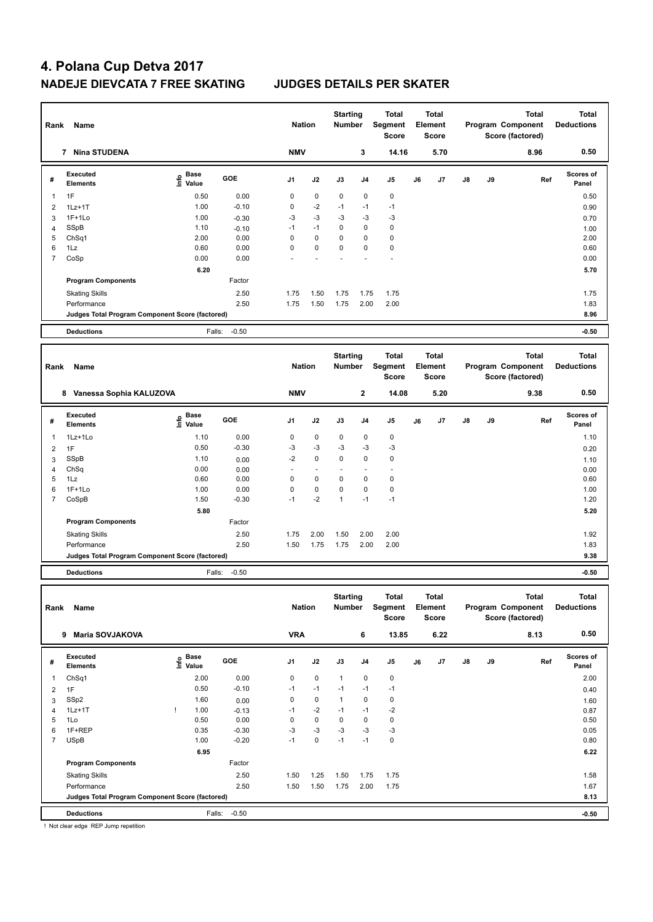# 4. Polana Cup Detva 2017

## NADEJE DIEVCATA 7 FREE SKATING JUDGES DETAILS PER SKATER

| Rank | Name | Nation | Starting Number | Total Segment Score | Total Element Score | Total Program Component Score (factored) | Total Deductions |
|---|---|---|---|---|---|---|---|
| 7 | Nina STUDENA | NMV | 3 | 14.16 | 5.70 | 8.96 | 0.50 |

| # | Executed Elements | Info | Base Value | GOE | J1 | J2 | J3 | J4 | J5 | J6 | J7 | J8 | J9 | Ref | Scores of Panel |
|---|---|---|---|---|---|---|---|---|---|---|---|---|---|---|---|
| 1 | 1F | | 0.50 | 0.00 | 0 | 0 | 0 | 0 | 0 | | | | | | 0.50 |
| 2 | 1Lz+1T | | 1.00 | -0.10 | 0 | -2 | -1 | -1 | -1 | | | | | | 0.90 |
| 3 | 1F+1Lo | | 1.00 | -0.30 | -3 | -3 | -3 | -3 | -3 | | | | | | 0.70 |
| 4 | SSpB | | 1.10 | -0.10 | -1 | -1 | 0 | 0 | 0 | | | | | | 1.00 |
| 5 | ChSq1 | | 2.00 | 0.00 | 0 | 0 | 0 | 0 | 0 | | | | | | 2.00 |
| 6 | 1Lz | | 0.60 | 0.00 | 0 | 0 | 0 | 0 | 0 | | | | | | 0.60 |
| 7 | CoSp | | 0.00 | 0.00 | - | - | - | - | - | | | | | | 0.00 |
| | | | 6.20 | | | | | | | | | | | | 5.70 |
| | Program Components | | | Factor | | | | | | | | | | | |
| | Skating Skills | | | 2.50 | 1.75 | 1.50 | 1.75 | 1.75 | 1.75 | | | | | | 1.75 |
| | Performance | | | 2.50 | 1.75 | 1.50 | 1.75 | 2.00 | 2.00 | | | | | | 1.83 |
| | Judges Total Program Component Score (factored) | | | | | | | | | | | | | | 8.96 |
| | Deductions | | | Falls: -0.50 | | | | | | | | | | | -0.50 |

| Rank | Name | Nation | Starting Number | Total Segment Score | Total Element Score | Total Program Component Score (factored) | Total Deductions |
|---|---|---|---|---|---|---|---|
| 8 | Vanessa Sophia KALUZOVA | NMV | 2 | 14.08 | 5.20 | 9.38 | 0.50 |

| # | Executed Elements | Info | Base Value | GOE | J1 | J2 | J3 | J4 | J5 | J6 | J7 | J8 | J9 | Ref | Scores of Panel |
|---|---|---|---|---|---|---|---|---|---|---|---|---|---|---|---|
| 1 | 1Lz+1Lo | | 1.10 | 0.00 | 0 | 0 | 0 | 0 | 0 | | | | | | 1.10 |
| 2 | 1F | | 0.50 | -0.30 | -3 | -3 | -3 | -3 | -3 | | | | | | 0.20 |
| 3 | SSpB | | 1.10 | 0.00 | -2 | 0 | 0 | 0 | 0 | | | | | | 1.10 |
| 4 | ChSq | | 0.00 | 0.00 | - | - | - | - | - | | | | | | 0.00 |
| 5 | 1Lz | | 0.60 | 0.00 | 0 | 0 | 0 | 0 | 0 | | | | | | 0.60 |
| 6 | 1F+1Lo | | 1.00 | 0.00 | 0 | 0 | 0 | 0 | 0 | | | | | | 1.00 |
| 7 | CoSpB | | 1.50 | -0.30 | -1 | -2 | 1 | -1 | -1 | | | | | | 1.20 |
| | | | 5.80 | | | | | | | | | | | | 5.20 |
| | Program Components | | | Factor | | | | | | | | | | | |
| | Skating Skills | | | 2.50 | 1.75 | 2.00 | 1.50 | 2.00 | 2.00 | | | | | | 1.92 |
| | Performance | | | 2.50 | 1.50 | 1.75 | 1.75 | 2.00 | 2.00 | | | | | | 1.83 |
| | Judges Total Program Component Score (factored) | | | | | | | | | | | | | | 9.38 |
| | Deductions | | | Falls: -0.50 | | | | | | | | | | | -0.50 |

| Rank | Name | Nation | Starting Number | Total Segment Score | Total Element Score | Total Program Component Score (factored) | Total Deductions |
|---|---|---|---|---|---|---|---|
| 9 | Maria SOVJAKOVA | VRA | 6 | 13.85 | 6.22 | 8.13 | 0.50 |

| # | Executed Elements | Info | Base Value | GOE | J1 | J2 | J3 | J4 | J5 | J6 | J7 | J8 | J9 | Ref | Scores of Panel |
|---|---|---|---|---|---|---|---|---|---|---|---|---|---|---|---|
| 1 | ChSq1 | | 2.00 | 0.00 | 0 | 0 | 1 | 0 | 0 | | | | | | 2.00 |
| 2 | 1F | | 0.50 | -0.10 | -1 | -1 | -1 | -1 | -1 | | | | | | 0.40 |
| 3 | SSp2 | | 1.60 | 0.00 | 0 | 0 | 1 | 0 | 0 | | | | | | 1.60 |
| 4 | 1Lz+1T | ! | 1.00 | -0.13 | -1 | -2 | -1 | -1 | -2 | | | | | | 0.87 |
| 5 | 1Lo | | 0.50 | 0.00 | 0 | 0 | 0 | 0 | 0 | | | | | | 0.50 |
| 6 | 1F+REP | | 0.35 | -0.30 | -3 | -3 | -3 | -3 | -3 | | | | | | 0.05 |
| 7 | USpB | | 1.00 | -0.20 | -1 | 0 | -1 | -1 | 0 | | | | | | 0.80 |
| | | | 6.95 | | | | | | | | | | | | 6.22 |
| | Program Components | | | Factor | | | | | | | | | | | |
| | Skating Skills | | | 2.50 | 1.50 | 1.25 | 1.50 | 1.75 | 1.75 | | | | | | 1.58 |
| | Performance | | | 2.50 | 1.50 | 1.50 | 1.75 | 2.00 | 1.75 | | | | | | 1.67 |
| | Judges Total Program Component Score (factored) | | | | | | | | | | | | | | 8.13 |
| | Deductions | | | Falls: -0.50 | | | | | | | | | | | -0.50 |

! Not clear edge REP Jump repetition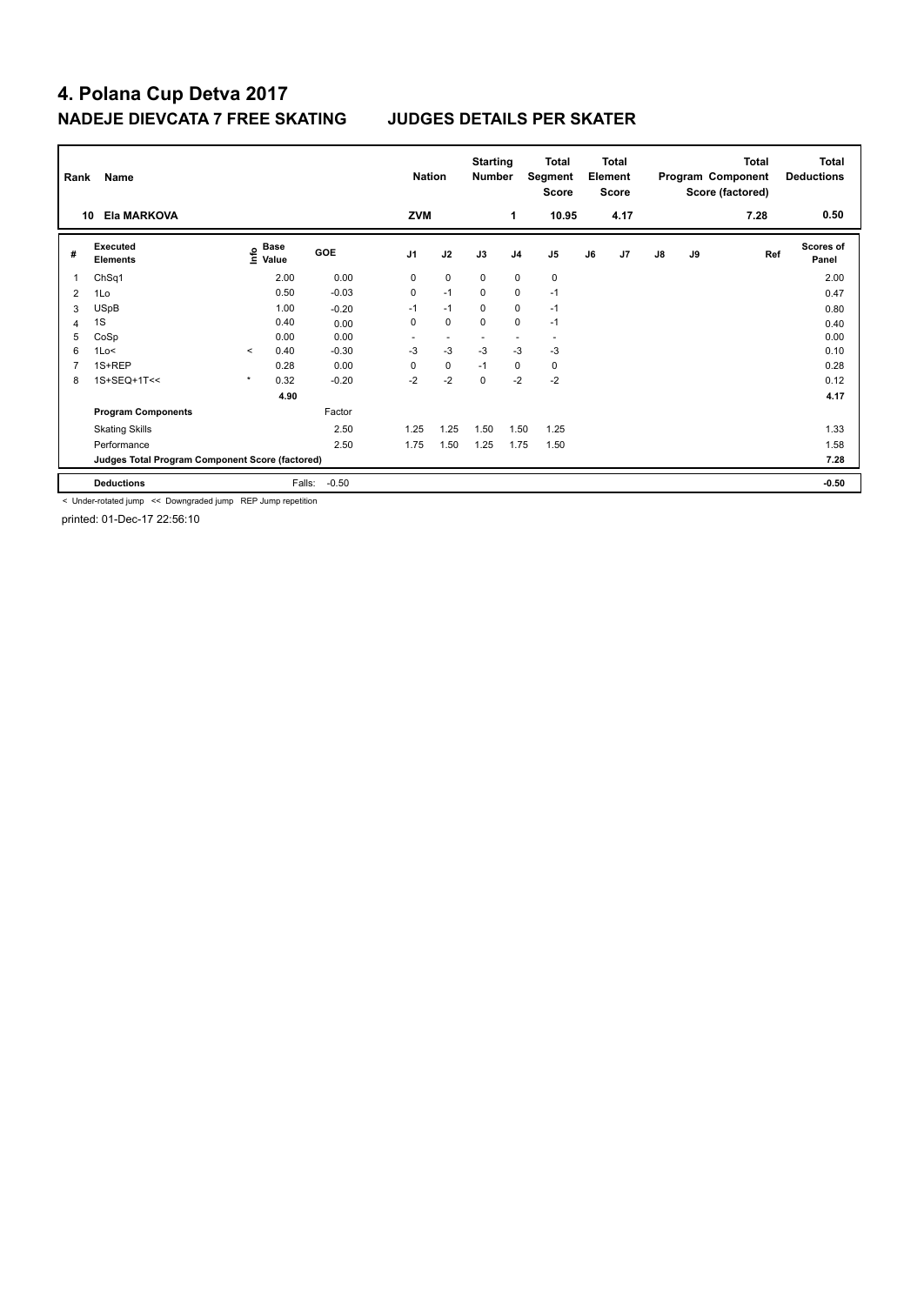# 4. Polana Cup Detva 2017

## NADEJE DIEVCATA 7 FREE SKATING JUDGES DETAILS PER SKATER

| Rank | Name | Nation | Starting Number | Total Segment Score | Total Element Score | Total Program Component Score (factored) | Total Deductions |
|---|---|---|---|---|---|---|---|
| 10 | Ela MARKOVA | ZVM | 1 | 10.95 | 4.17 | 7.28 | 0.50 |

| # | Executed Elements | Info | Base Value | GOE | J1 | J2 | J3 | J4 | J5 | J6 | J7 | J8 | J9 | Ref | Scores of Panel |
|---|---|---|---|---|---|---|---|---|---|---|---|---|---|---|---|
| 1 | ChSq1 | | 2.00 | 0.00 | 0 | 0 | 0 | 0 | 0 | | | | | | 2.00 |
| 2 | 1Lo | | 0.50 | -0.03 | 0 | -1 | 0 | 0 | -1 | | | | | | 0.47 |
| 3 | USpB | | 1.00 | -0.20 | -1 | -1 | 0 | 0 | -1 | | | | | | 0.80 |
| 4 | 1S | | 0.40 | 0.00 | 0 | 0 | 0 | 0 | -1 | | | | | | 0.40 |
| 5 | CoSp | | 0.00 | 0.00 | - | - | - | - | - | | | | | | 0.00 |
| 6 | 1Lo< | < | 0.40 | -0.30 | -3 | -3 | -3 | -3 | -3 | | | | | | 0.10 |
| 7 | 1S+REP | | 0.28 | 0.00 | 0 | 0 | -1 | 0 | 0 | | | | | | 0.28 |
| 8 | 1S+SEQ+1T<< | * | 0.32 | -0.20 | -2 | -2 | 0 | -2 | -2 | | | | | | 0.12 |
| | | | 4.90 | | | | | | | | | | | | 4.17 |
| | **Program Components** | | | Factor | | | | | | | | | | | |
| | Skating Skills | | | 2.50 | 1.25 | 1.25 | 1.50 | 1.50 | 1.25 | | | | | | 1.33 |
| | Performance | | | 2.50 | 1.75 | 1.50 | 1.25 | 1.75 | 1.50 | | | | | | 1.58 |
| | **Judges Total Program Component Score (factored)** | | | | | | | | | | | | | | 7.28 |
| | **Deductions** | | Falls: | -0.50 | | | | | | | | | | | -0.50 |

< Under-rotated jump << Downgraded jump REP Jump repetition

printed: 01-Dec-17 22:56:10